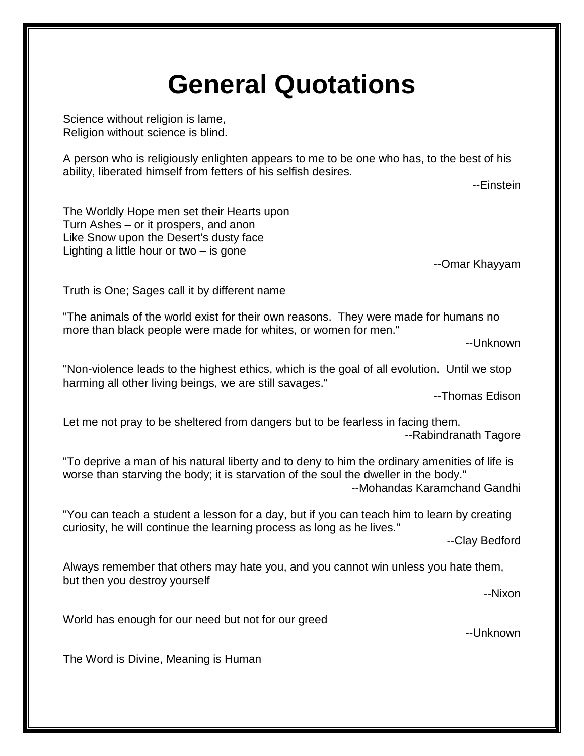# General Quotations

Science without religion is lame,
Religion without science is blind.

A person who is religiously enlighten appears to me to be one who has, to the best of his ability, liberated himself from fetters of his selfish desires.

--Einstein

The Worldly Hope men set their Hearts upon
Turn Ashes – or it prospers, and anon
Like Snow upon the Desert's dusty face
Lighting a little hour or two – is gone

--Omar Khayyam

Truth is One; Sages call it by different name

"The animals of the world exist for their own reasons. They were made for humans no more than black people were made for whites, or women for men."

--Unknown

"Non-violence leads to the highest ethics, which is the goal of all evolution. Until we stop harming all other living beings, we are still savages."

--Thomas Edison

Let me not pray to be sheltered from dangers but to be fearless in facing them.

--Rabindranath Tagore

"To deprive a man of his natural liberty and to deny to him the ordinary amenities of life is worse than starving the body; it is starvation of the soul the dweller in the body."

--Mohandas Karamchand Gandhi

"You can teach a student a lesson for a day, but if you can teach him to learn by creating curiosity, he will continue the learning process as long as he lives."

--Clay Bedford

Always remember that others may hate you, and you cannot win unless you hate them, but then you destroy yourself

--Nixon

World has enough for our need but not for our greed

--Unknown

The Word is Divine, Meaning is Human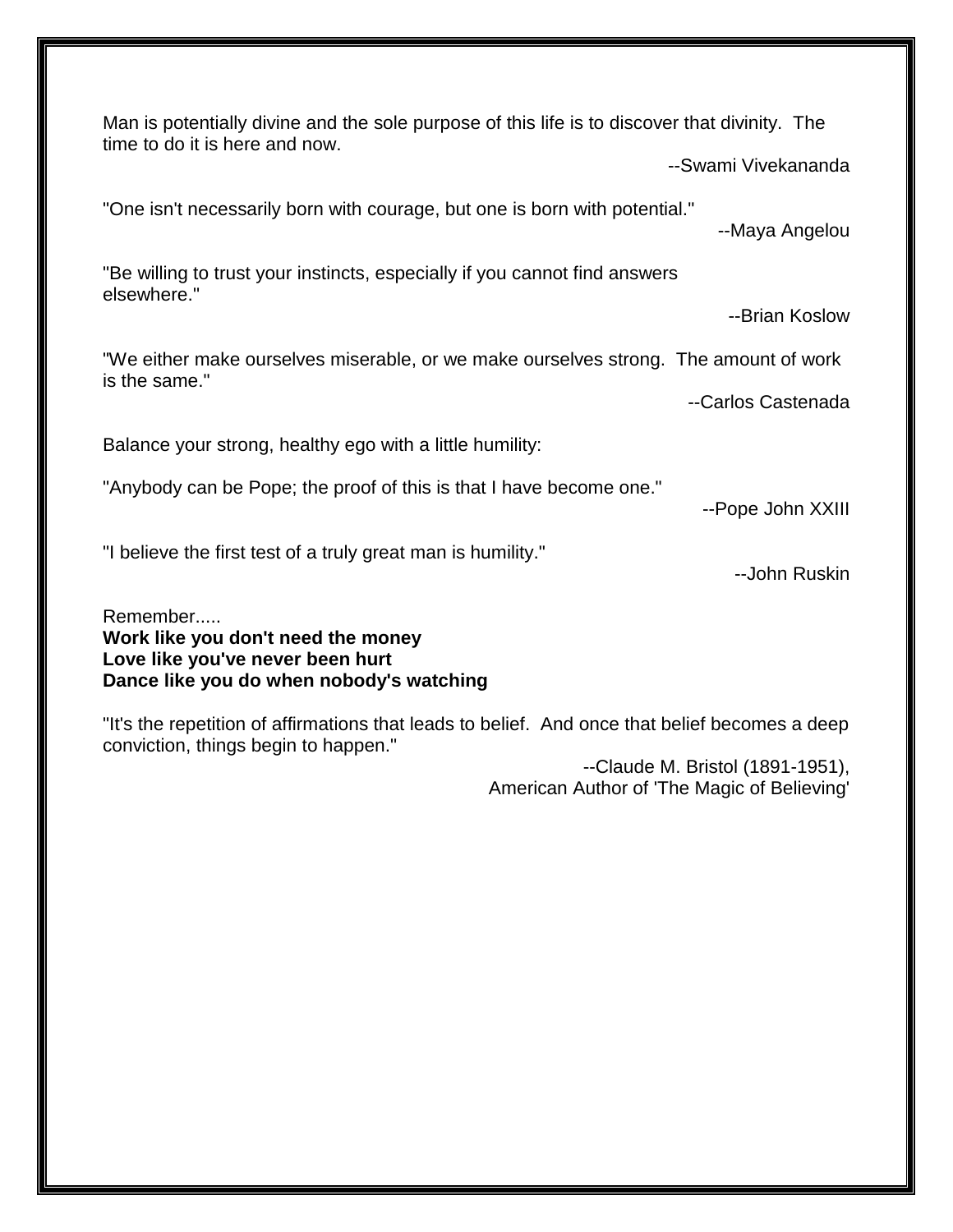Man is potentially divine and the sole purpose of this life is to discover that divinity. The time to do it is here and now.

--Swami Vivekananda

"One isn't necessarily born with courage, but one is born with potential."

--Maya Angelou

"Be willing to trust your instincts, especially if you cannot find answers elsewhere."

--Brian Koslow

"We either make ourselves miserable, or we make ourselves strong. The amount of work is the same."

--Carlos Castenada

Balance your strong, healthy ego with a little humility:

"Anybody can be Pope; the proof of this is that I have become one."

--Pope John XXIII

"I believe the first test of a truly great man is humility."

--John Ruskin

Remember.....
**Work like you don't need the money**
**Love like you've never been hurt**
**Dance like you do when nobody's watching**

"It's the repetition of affirmations that leads to belief. And once that belief becomes a deep conviction, things begin to happen."

--Claude M. Bristol (1891-1951),
American Author of 'The Magic of Believing'